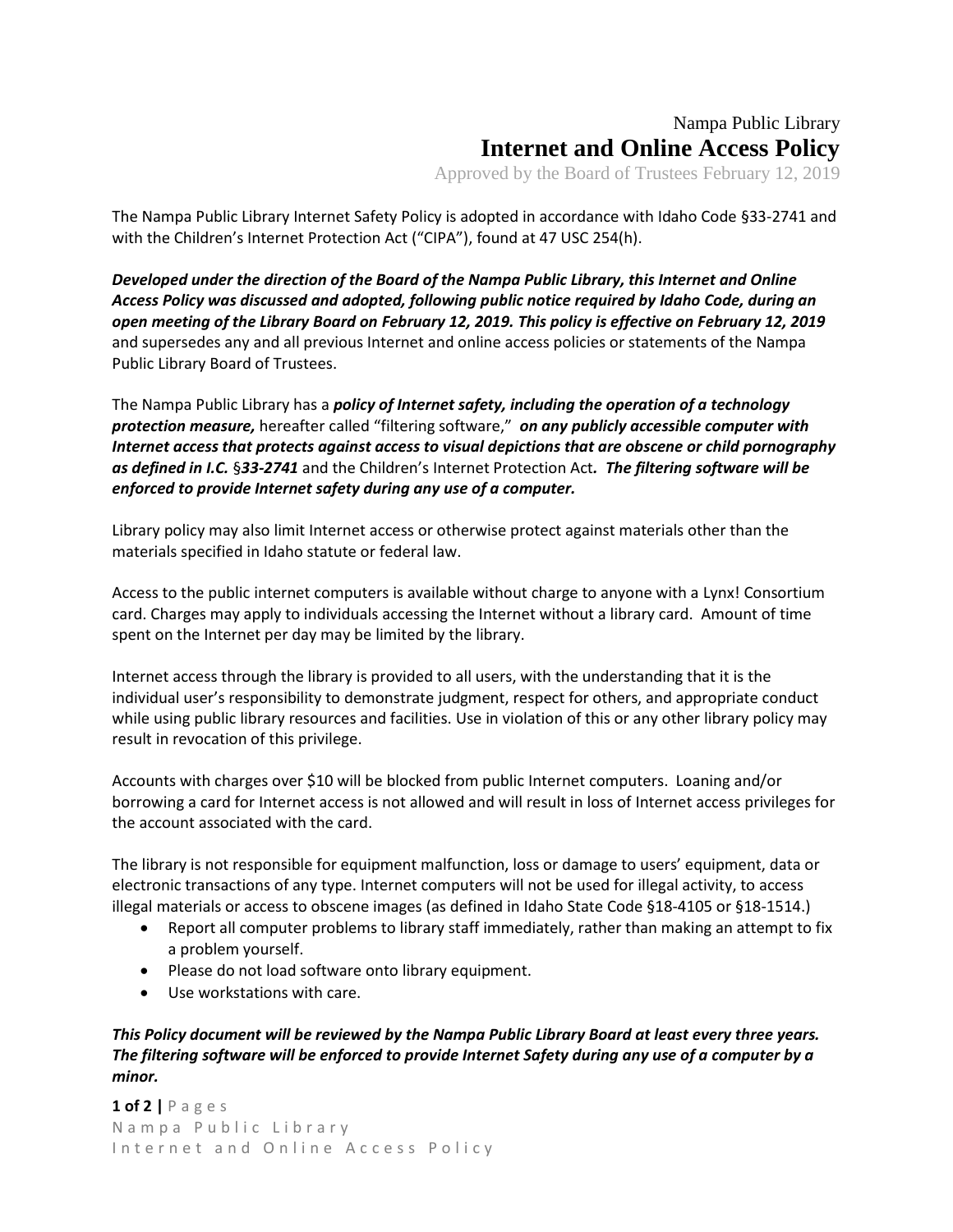Nampa Public Library

# Internet and Online Access Policy

Approved by the Board of Trustees February 12, 2019

The Nampa Public Library Internet Safety Policy is adopted in accordance with Idaho Code §33-2741 and with the Children's Internet Protection Act ("CIPA"), found at 47 USC 254(h).

***Developed under the direction of the Board of the Nampa Public Library, this Internet and Online Access Policy was discussed and adopted, following public notice required by Idaho Code, during an open meeting of the Library Board on February 12, 2019. This policy is effective on February 12, 2019*** and supersedes any and all previous Internet and online access policies or statements of the Nampa Public Library Board of Trustees.

The Nampa Public Library has a ***policy of Internet safety, including the operation of a technology protection measure,*** hereafter called "filtering software," ***on any publicly accessible computer with Internet access that protects against access to visual depictions that are obscene or child pornography as defined in I.C.*** §***33-2741*** and the Children's Internet Protection Act***. The filtering software will be enforced to provide Internet safety during any use of a computer.***

Library policy may also limit Internet access or otherwise protect against materials other than the materials specified in Idaho statute or federal law.

Access to the public internet computers is available without charge to anyone with a Lynx! Consortium card. Charges may apply to individuals accessing the Internet without a library card. Amount of time spent on the Internet per day may be limited by the library.

Internet access through the library is provided to all users, with the understanding that it is the individual user's responsibility to demonstrate judgment, respect for others, and appropriate conduct while using public library resources and facilities. Use in violation of this or any other library policy may result in revocation of this privilege.

Accounts with charges over $10 will be blocked from public Internet computers. Loaning and/or borrowing a card for Internet access is not allowed and will result in loss of Internet access privileges for the account associated with the card.

The library is not responsible for equipment malfunction, loss or damage to users' equipment, data or electronic transactions of any type. Internet computers will not be used for illegal activity, to access illegal materials or access to obscene images (as defined in Idaho State Code §18-4105 or §18-1514.)

- Report all computer problems to library staff immediately, rather than making an attempt to fix a problem yourself.
- Please do not load software onto library equipment.
- Use workstations with care.

***This Policy document will be reviewed by the Nampa Public Library Board at least every three years. The filtering software will be enforced to provide Internet Safety during any use of a computer by a minor.***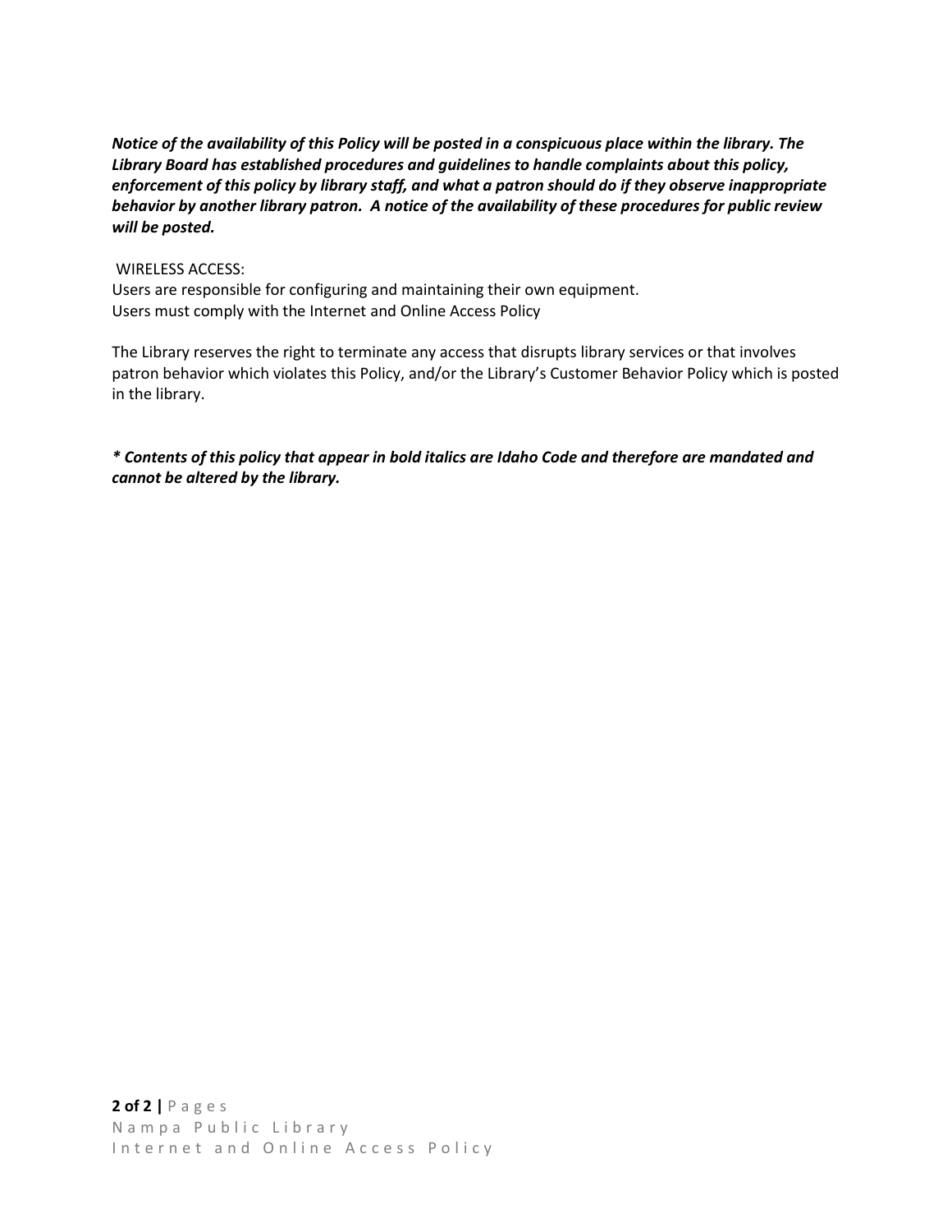***Notice of the availability of this Policy will be posted in a conspicuous place within the library. The Library Board has established procedures and guidelines to handle complaints about this policy, enforcement of this policy by library staff, and what a patron should do if they observe inappropriate behavior by another library patron. A notice of the availability of these procedures for public review will be posted.***

WIRELESS ACCESS:
Users are responsible for configuring and maintaining their own equipment.
Users must comply with the Internet and Online Access Policy

The Library reserves the right to terminate any access that disrupts library services or that involves patron behavior which violates this Policy, and/or the Library's Customer Behavior Policy which is posted in the library.

***\* Contents of this policy that appear in bold italics are Idaho Code and therefore are mandated and cannot be altered by the library.***